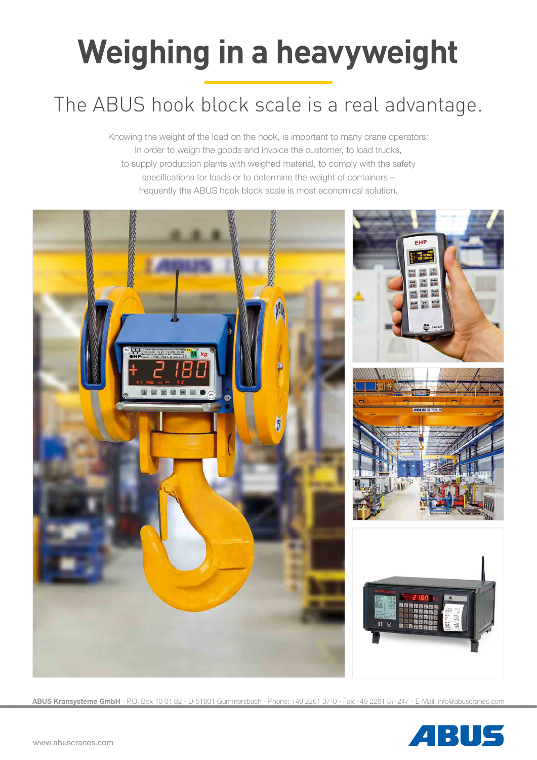# Weighing in a heavyweight

## The ABUS hook block scale is a real advantage.

Knowing the weight of the load on the hook, is important to many crane operators: In order to weigh the goods and invoice the customer, to load trucks, to supply production plants with weighed material, to comply with the safety specifications for loads or to determine the weight of containers – frequently the ABUS hook block scale is most economical solution.

**ABUS Kransysteme GmbH** - P.O. Box 10 01 62 - D-51601 Gummersbach - Phone: +49 2261 37-0 - Fax:+49 2261 37-247 - E-Mail: info@abuscranes.com

www.abuscranes.com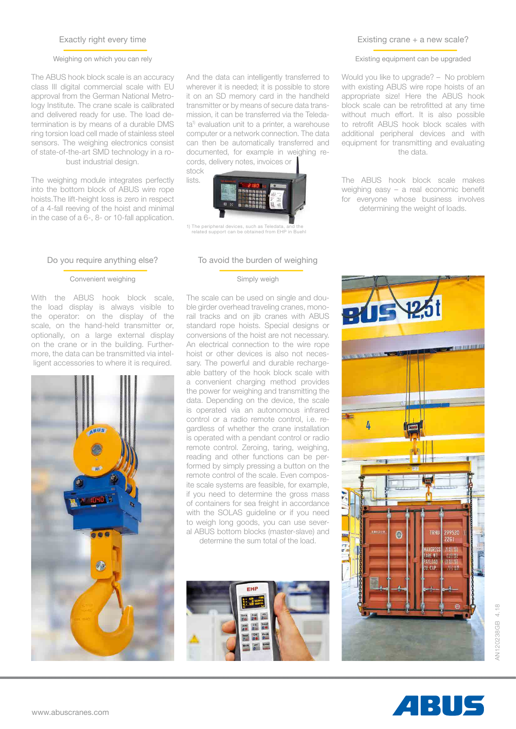## Exactly right every time

### Weighing on which you can rely

The ABUS hook block scale is an accuracy class III digital commercial scale with EU approval from the German National Metrology Institute. The crane scale is calibrated and delivered ready for use. The load determination is by means of a durable DMS ring torsion load cell made of stainless steel sensors. The weighing electronics consist of state-of-the-art SMD technology in a robust industrial design.

The weighing module integrates perfectly into the bottom block of ABUS wire rope hoists.The lift-height loss is zero in respect of a 4-fall reeving of the hoist and minimal in the case of a 6-, 8- or 10-fall application.

And the data can intelligently transferred to wherever it is needed; it is possible to store it on an SD memory card in the handheld transmitter or by means of secure data transmission, it can be transferred via the Teledata[1] evaluation unit to a printer, a warehouse computer or a network connection. The data can then be automatically transferred and documented, for example in weighing records, delivery notes, invoices or stock lists.

1) The peripheral devices, such as Teledata, and the related support can be obtained from EHP in Buehl

## Existing crane + a new scale?

### Existing equipment can be upgraded

Would you like to upgrade? – No problem with existing ABUS wire rope hoists of an appropriate size! Here the ABUS hook block scale can be retrofitted at any time without much effort. It is also possible to retrofit ABUS hook block scales with additional peripheral devices and with equipment for transmitting and evaluating the data.

The ABUS hook block scale makes weighing easy – a real economic benefit for everyone whose business involves determining the weight of loads.

## Do you require anything else?

### Convenient weighing

With the ABUS hook block scale, the load display is always visible to the operator: on the display of the scale, on the hand-held transmitter or, optionally, on a large external display on the crane or in the building. Furthermore, the data can be transmitted via intelligent accessories to where it is required.

## To avoid the burden of weighing

### Simply weigh

The scale can be used on single and double girder overhead traveling cranes, monorail tracks and on jib cranes with ABUS standard rope hoists. Special designs or conversions of the hoist are not necessary. An electrical connection to the wire rope hoist or other devices is also not necessary. The powerful and durable rechargeable battery of the hook block scale with a convenient charging method provides the power for weighing and transmitting the data. Depending on the device, the scale is operated via an autonomous infrared control or a radio remote control, i.e. regardless of whether the crane installation is operated with a pendant control or radio remote control. Zeroing, taring, weighing, reading and other functions can be performed by simply pressing a button on the remote control of the scale. Even composite scale systems are feasible, for example, if you need to determine the gross mass of containers for sea freight in accordance with the SOLAS guideline or if you need to weigh long goods, you can use several ABUS bottom blocks (master-slave) and determine the sum total of the load.

AN120238GB 4.18

www.abuscranes.com